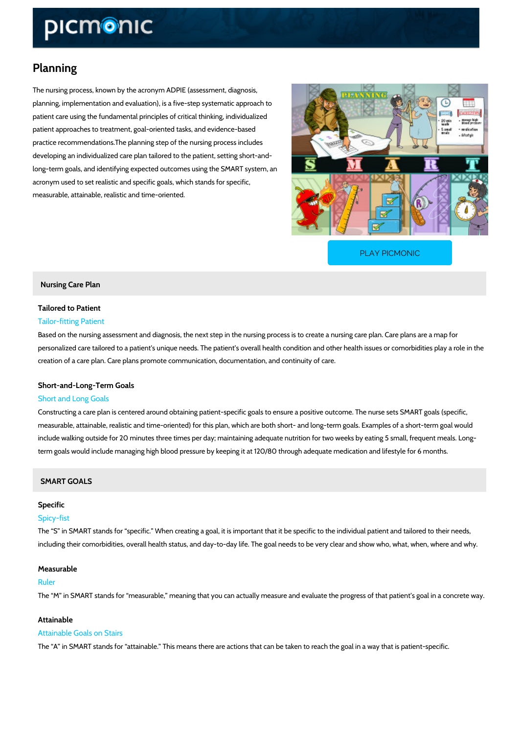# Planning

The nursing process, known by the acronym ADPIE (assessment, diagnosis, planning, implementation and evaluation), is a five-step systematic approach to patient care using the fundamental principles of critical thinking, individualized patient approaches to treatment, goal-oriented tasks, and evidence-based practice recommendations.The planning step of the nursing process includes developing an individualized care plan tailored to the patient, setting short-and-long-term goals, and identifying expected outcomes using the SMART system, an acronym used to set realistic and specific goals, which stands for specific, measurable, attainable, realistic and time-oriented.

PLAY PICMONIC

## Nursing Care Plan

### Tailored to Patient

Tailor-fitting Patient

Based on the nursing assessment and diagnosis, the next step in the nursing process is to create a nursing care plan. Care plans are a map for personalized care tailored to a patient's unique needs. The patient's overall health condition and other health issues or comorbidities play a role in the creation of a care plan. Care plans promote communication, documentation, and continuity of care.

### Short-and-Long-Term Goals

Short and Long Goals

Constructing a care plan is centered around obtaining patient-specific goals to ensure a positive outcome. The nurse sets SMART goals (specific, measurable, attainable, realistic and time-oriented) for this plan, which are both short- and long-term goals. Examples of a short-term goal would include walking outside for 20 minutes three times per day; maintaining adequate nutrition for two weeks by eating 5 small, frequent meals. Long-term goals would include managing high blood pressure by keeping it at 120/80 through adequate medication and lifestyle for 6 months.

## SMART GOALS

### Specific

Spicy-fist

The "S" in SMART stands for "specific." When creating a goal, it is important that it be specific to the individual patient and tailored to their needs, including their comorbidities, overall health status, and day-to-day life. The goal needs to be very clear and show who, what, when, where and why.

### Measurable

Ruler

The "M" in SMART stands for "measurable," meaning that you can actually measure and evaluate the progress of that patient's goal in a concrete way.

### Attainable

Attainable Goals on Stairs

The "A" in SMART stands for "attainable." This means there are actions that can be taken to reach the goal in a way that is patient-specific.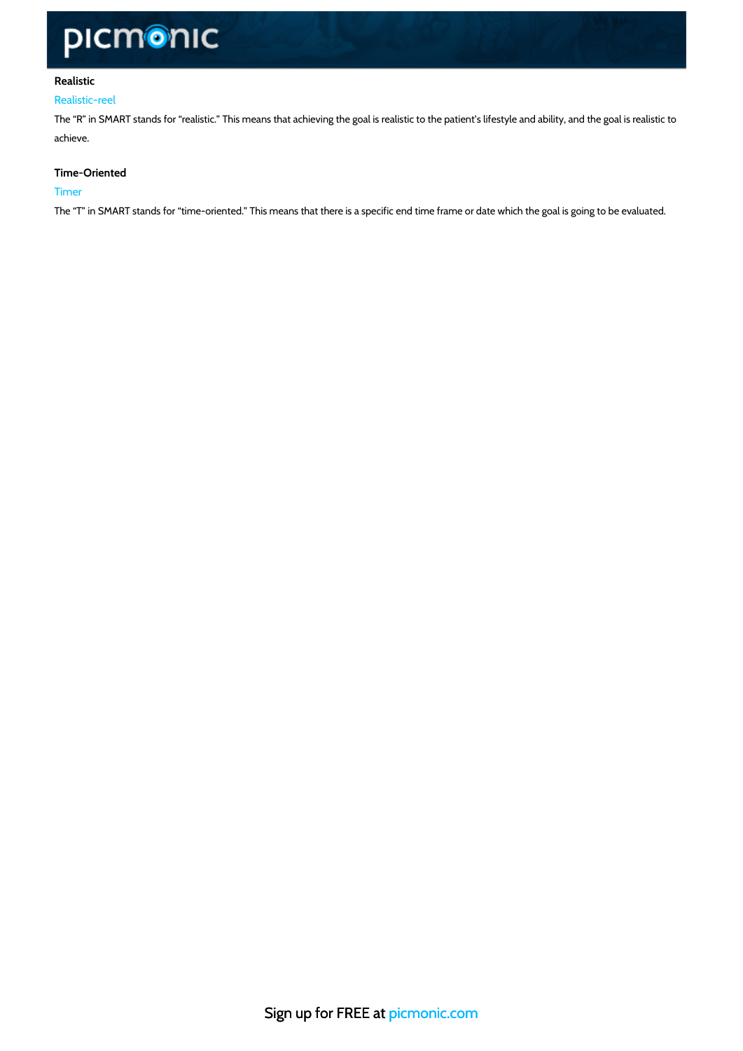**Realistic**

Realistic-reel

The “R” in SMART stands for “realistic.” This means that achieving the goal is realistic to the patient’s lifestyle and ability, and the goal is realistic to achieve.

**Time-Oriented**

Timer

The “T” in SMART stands for “time-oriented.” This means that there is a specific end time frame or date which the goal is going to be evaluated.